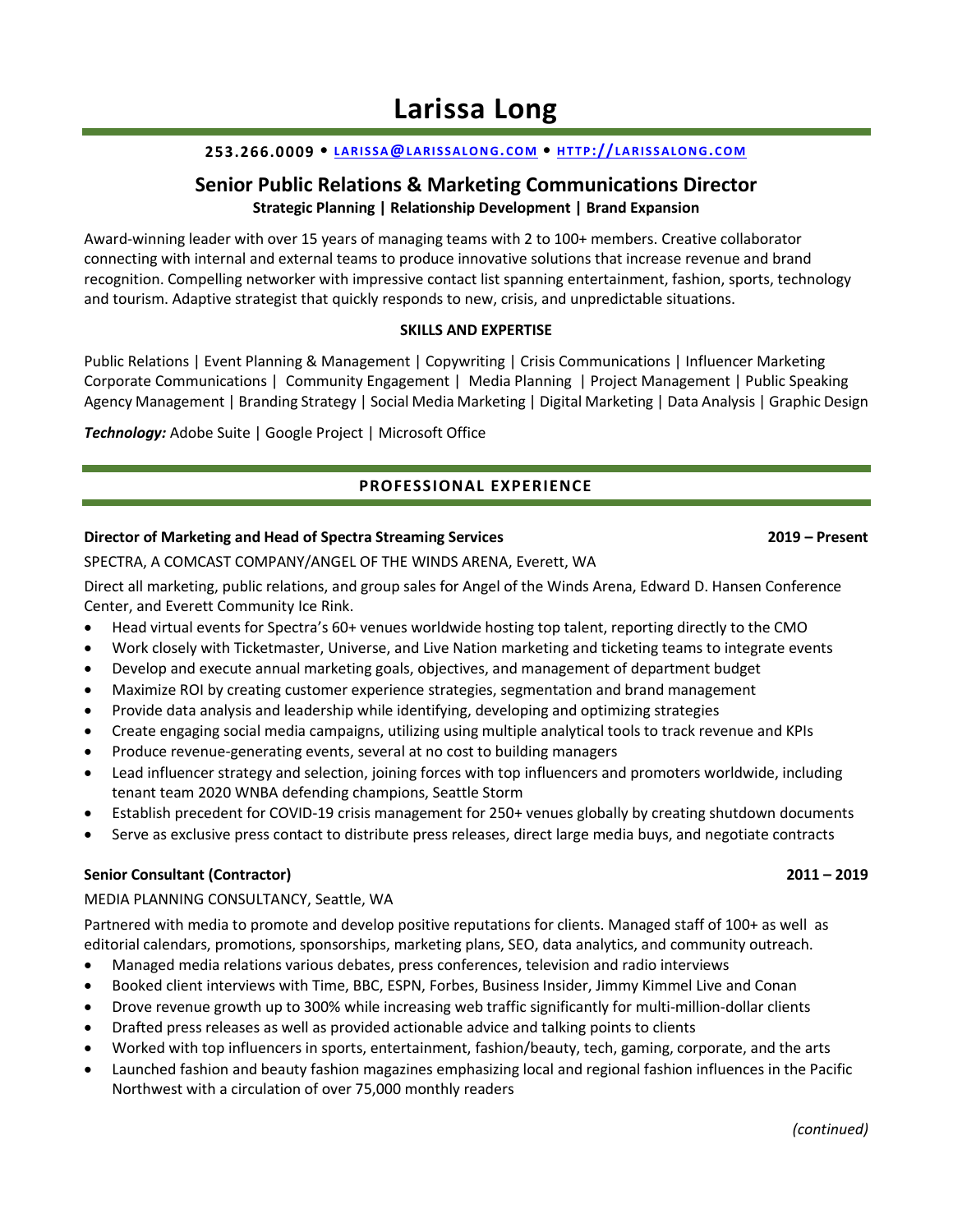# Larissa Long

**253.266.0009 • [LARISSA@LARISSALONG.COM](mailto:LARISSA@LARISSALONG.COM) • [HTTP://LARISSALONG.COM](http://larissalong.com)**

## Senior Public Relations & Marketing Communications Director

**Strategic Planning | Relationship Development | Brand Expansion**

Award-winning leader with over 15 years of managing teams with 2 to 100+ members. Creative collaborator connecting with internal and external teams to produce innovative solutions that increase revenue and brand recognition. Compelling networker with impressive contact list spanning entertainment, fashion, sports, technology and tourism. Adaptive strategist that quickly responds to new, crisis, and unpredictable situations.

**SKILLS AND EXPERTISE**

Public Relations | Event Planning & Management | Copywriting | Crisis Communications | Influencer Marketing
Corporate Communications | Community Engagement | Media Planning | Project Management | Public Speaking
Agency Management | Branding Strategy | Social Media Marketing | Digital Marketing | Data Analysis | Graphic Design

***Technology:*** Adobe Suite | Google Project | Microsoft Office

## PROFESSIONAL EXPERIENCE

**Director of Marketing and Head of Spectra Streaming Services** **2019 – Present**

SPECTRA, A COMCAST COMPANY/ANGEL OF THE WINDS ARENA, Everett, WA

Direct all marketing, public relations, and group sales for Angel of the Winds Arena, Edward D. Hansen Conference Center, and Everett Community Ice Rink.

- Head virtual events for Spectra's 60+ venues worldwide hosting top talent, reporting directly to the CMO
- Work closely with Ticketmaster, Universe, and Live Nation marketing and ticketing teams to integrate events
- Develop and execute annual marketing goals, objectives, and management of department budget
- Maximize ROI by creating customer experience strategies, segmentation and brand management
- Provide data analysis and leadership while identifying, developing and optimizing strategies
- Create engaging social media campaigns, utilizing using multiple analytical tools to track revenue and KPIs
- Produce revenue-generating events, several at no cost to building managers
- Lead influencer strategy and selection, joining forces with top influencers and promoters worldwide, including tenant team 2020 WNBA defending champions, Seattle Storm
- Establish precedent for COVID-19 crisis management for 250+ venues globally by creating shutdown documents
- Serve as exclusive press contact to distribute press releases, direct large media buys, and negotiate contracts

**Senior Consultant (Contractor)** **2011 – 2019**

MEDIA PLANNING CONSULTANCY, Seattle, WA

Partnered with media to promote and develop positive reputations for clients. Managed staff of 100+ as well as editorial calendars, promotions, sponsorships, marketing plans, SEO, data analytics, and community outreach.

- Managed media relations various debates, press conferences, television and radio interviews
- Booked client interviews with Time, BBC, ESPN, Forbes, Business Insider, Jimmy Kimmel Live and Conan
- Drove revenue growth up to 300% while increasing web traffic significantly for multi-million-dollar clients
- Drafted press releases as well as provided actionable advice and talking points to clients
- Worked with top influencers in sports, entertainment, fashion/beauty, tech, gaming, corporate, and the arts
- Launched fashion and beauty fashion magazines emphasizing local and regional fashion influences in the Pacific Northwest with a circulation of over 75,000 monthly readers

*(continued)*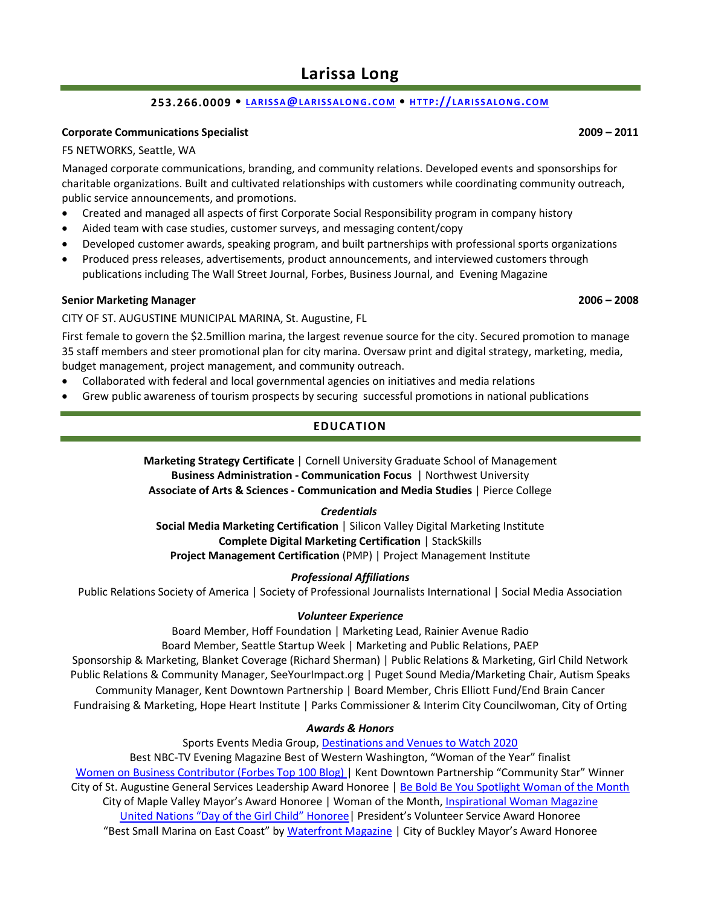# Larissa Long

**253.266.0009** • [LARISSA@LARISSALONG.COM](mailto:LARISSA@LARISSALONG.COM) • [HTTP://LARISSALONG.COM](http://LARISSALONG.COM)

**Corporate Communications Specialist** **2009 – 2011**

F5 NETWORKS, Seattle, WA

Managed corporate communications, branding, and community relations. Developed events and sponsorships for charitable organizations. Built and cultivated relationships with customers while coordinating community outreach, public service announcements, and promotions.

- Created and managed all aspects of first Corporate Social Responsibility program in company history
- Aided team with case studies, customer surveys, and messaging content/copy
- Developed customer awards, speaking program, and built partnerships with professional sports organizations
- Produced press releases, advertisements, product announcements, and interviewed customers through publications including The Wall Street Journal, Forbes, Business Journal, and Evening Magazine

**Senior Marketing Manager** **2006 – 2008**

CITY OF ST. AUGUSTINE MUNICIPAL MARINA, St. Augustine, FL

First female to govern the $2.5million marina, the largest revenue source for the city. Secured promotion to manage 35 staff members and steer promotional plan for city marina. Oversaw print and digital strategy, marketing, media, budget management, project management, and community outreach.

- Collaborated with federal and local governmental agencies on initiatives and media relations
- Grew public awareness of tourism prospects by securing successful promotions in national publications

## EDUCATION

**Marketing Strategy Certificate** | Cornell University Graduate School of Management
**Business Administration - Communication Focus** | Northwest University
**Associate of Arts & Sciences - Communication and Media Studies** | Pierce College

### *Credentials*

**Social Media Marketing Certification** | Silicon Valley Digital Marketing Institute
**Complete Digital Marketing Certification** | StackSkills
**Project Management Certification** (PMP) | Project Management Institute

### *Professional Affiliations*

Public Relations Society of America | Society of Professional Journalists International | Social Media Association

### *Volunteer Experience*

Board Member, Hoff Foundation | Marketing Lead, Rainier Avenue Radio
Board Member, Seattle Startup Week | Marketing and Public Relations, PAEP
Sponsorship & Marketing, Blanket Coverage (Richard Sherman) | Public Relations & Marketing, Girl Child Network
Public Relations & Community Manager, SeeYourImpact.org | Puget Sound Media/Marketing Chair, Autism Speaks
Community Manager, Kent Downtown Partnership | Board Member, Chris Elliott Fund/End Brain Cancer
Fundraising & Marketing, Hope Heart Institute | Parks Commissioner & Interim City Councilwoman, City of Orting

### *Awards & Honors*

Sports Events Media Group, Destinations and Venues to Watch 2020
Best NBC-TV Evening Magazine Best of Western Washington, "Woman of the Year" finalist
Women on Business Contributor (Forbes Top 100 Blog) | Kent Downtown Partnership "Community Star" Winner
City of St. Augustine General Services Leadership Award Honoree | Be Bold Be You Spotlight Woman of the Month
City of Maple Valley Mayor's Award Honoree | Woman of the Month, Inspirational Woman Magazine
United Nations "Day of the Girl Child" Honoree | President's Volunteer Service Award Honoree
"Best Small Marina on East Coast" by Waterfront Magazine | City of Buckley Mayor's Award Honoree